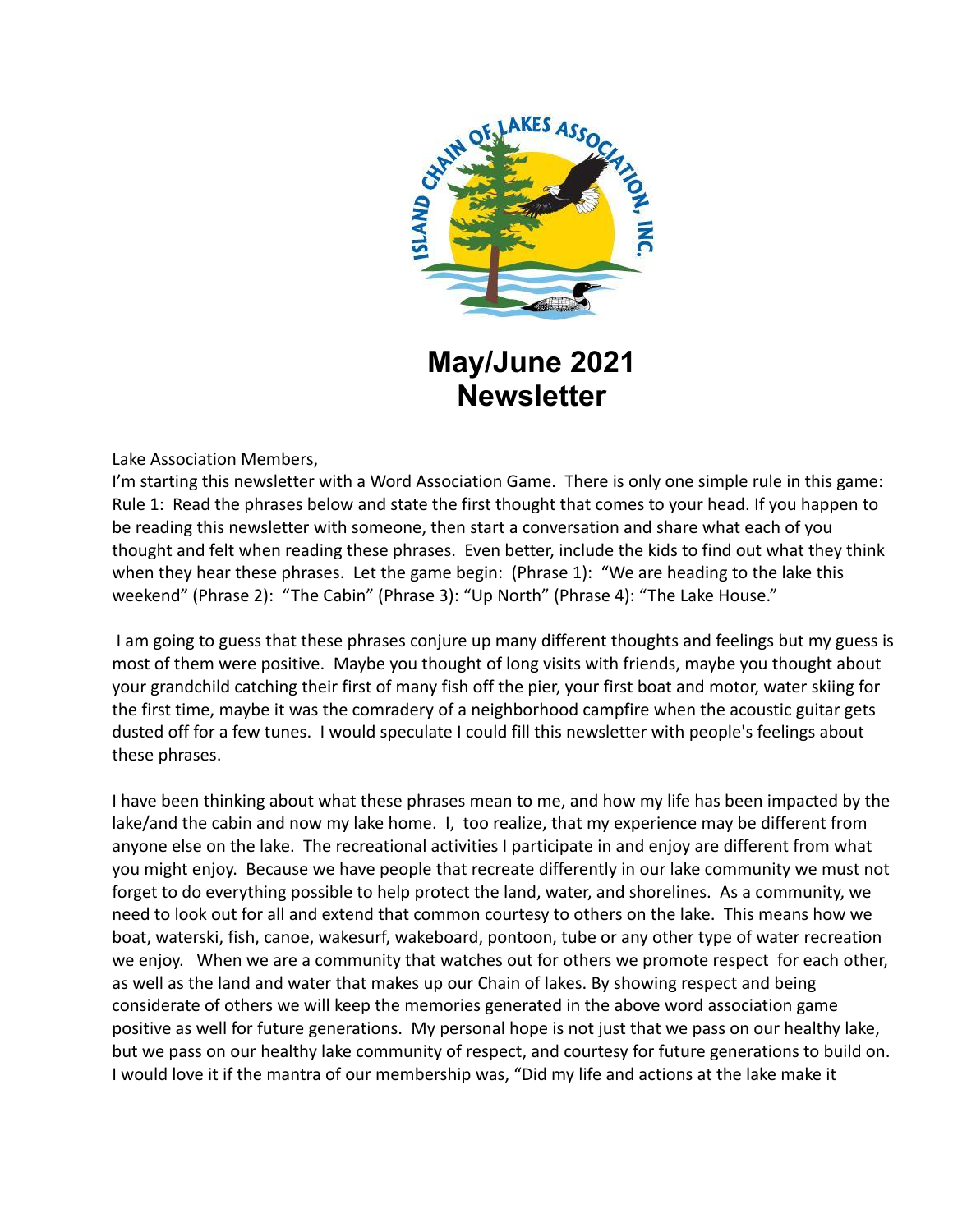# May/June 2021 Newsletter

Lake Association Members,

I'm starting this newsletter with a Word Association Game. There is only one simple rule in this game: Rule 1: Read the phrases below and state the first thought that comes to your head. If you happen to be reading this newsletter with someone, then start a conversation and share what each of you thought and felt when reading these phrases. Even better, include the kids to find out what they think when they hear these phrases. Let the game begin: (Phrase 1): "We are heading to the lake this weekend" (Phrase 2): "The Cabin" (Phrase 3): "Up North" (Phrase 4): "The Lake House."

I am going to guess that these phrases conjure up many different thoughts and feelings but my guess is most of them were positive. Maybe you thought of long visits with friends, maybe you thought about your grandchild catching their first of many fish off the pier, your first boat and motor, water skiing for the first time, maybe it was the comradery of a neighborhood campfire when the acoustic guitar gets dusted off for a few tunes. I would speculate I could fill this newsletter with people's feelings about these phrases.

I have been thinking about what these phrases mean to me, and how my life has been impacted by the lake/and the cabin and now my lake home. I, too realize, that my experience may be different from anyone else on the lake. The recreational activities I participate in and enjoy are different from what you might enjoy. Because we have people that recreate differently in our lake community we must not forget to do everything possible to help protect the land, water, and shorelines. As a community, we need to look out for all and extend that common courtesy to others on the lake. This means how we boat, waterski, fish, canoe, wakesurf, wakeboard, pontoon, tube or any other type of water recreation we enjoy. When we are a community that watches out for others we promote respect for each other, as well as the land and water that makes up our Chain of lakes. By showing respect and being considerate of others we will keep the memories generated in the above word association game positive as well for future generations. My personal hope is not just that we pass on our healthy lake, but we pass on our healthy lake community of respect, and courtesy for future generations to build on. I would love it if the mantra of our membership was, "Did my life and actions at the lake make it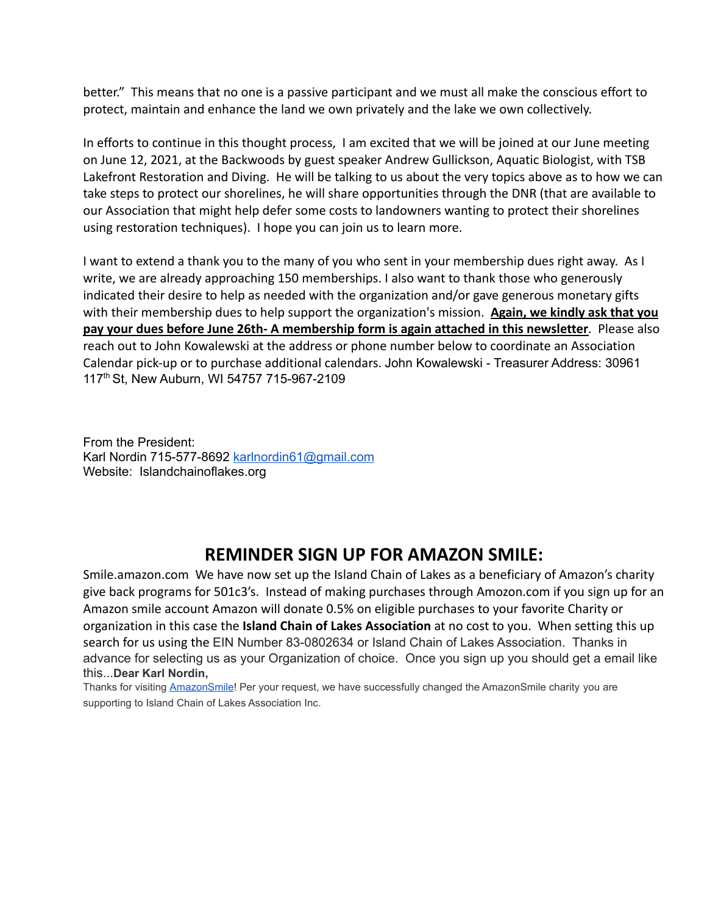better."  This means that no one is a passive participant and we must all make the conscious effort to protect, maintain and enhance the land we own privately and the lake we own collectively.

In efforts to continue in this thought process,  I am excited that we will be joined at our June meeting on June 12, 2021, at the Backwoods by guest speaker Andrew Gullickson, Aquatic Biologist, with TSB Lakefront Restoration and Diving.  He will be talking to us about the very topics above as to how we can take steps to protect our shorelines, he will share opportunities through the DNR (that are available to our Association that might help defer some costs to landowners wanting to protect their shorelines using restoration techniques).  I hope you can join us to learn more.

I want to extend a thank you to the many of you who sent in your membership dues right away.  As I write, we are already approaching 150 memberships. I also want to thank those who generously indicated their desire to help as needed with the organization and/or gave generous monetary gifts with their membership dues to help support the organization's mission.  **Again, we kindly ask that you pay your dues before June 26th- A membership form is again attached in this newsletter**.  Please also reach out to John Kowalewski at the address or phone number below to coordinate an Association Calendar pick-up or to purchase additional calendars. John Kowalewski - Treasurer Address: 30961 117th St, New Auburn, WI 54757 715-967-2109

From the President:
Karl Nordin 715-577-8692 karlnordin61@gmail.com
Website:  Islandchainoflakes.org

## REMINDER SIGN UP FOR AMAZON SMILE:

Smile.amazon.com  We have now set up the Island Chain of Lakes as a beneficiary of Amazon's charity give back programs for 501c3's.  Instead of making purchases through Amozon.com if you sign up for an Amazon smile account Amazon will donate 0.5% on eligible purchases to your favorite Charity or organization in this case the **Island Chain of Lakes Association** at no cost to you.  When setting this up search for us using the EIN Number 83-0802634 or Island Chain of Lakes Association.  Thanks in advance for selecting us as your Organization of choice.  Once you sign up you should get a email like this...**Dear Karl Nordin,**

Thanks for visiting AmazonSmile! Per your request, we have successfully changed the AmazonSmile charity you are supporting to Island Chain of Lakes Association Inc.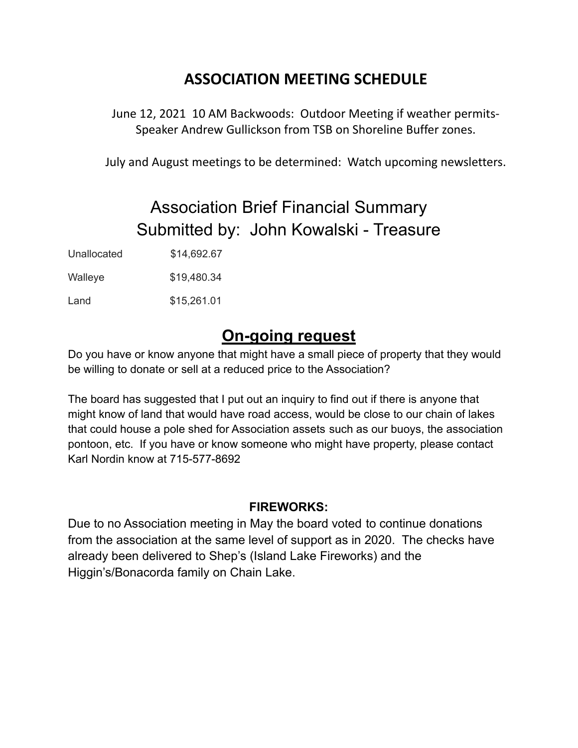## ASSOCIATION MEETING SCHEDULE

June 12, 2021 10 AM Backwoods: Outdoor Meeting if weather permits- Speaker Andrew Gullickson from TSB on Shoreline Buffer zones.

July and August meetings to be determined: Watch upcoming newsletters.

## Association Brief Financial Summary
## Submitted by: John Kowalski - Treasure

| | |
|---|---|
| Unallocated | $14,692.67 |
| Walleye | $19,480.34 |
| Land | $15,261.01 |

## **On-going request**

Do you have or know anyone that might have a small piece of property that they would be willing to donate or sell at a reduced price to the Association?

The board has suggested that I put out an inquiry to find out if there is anyone that might know of land that would have road access, would be close to our chain of lakes that could house a pole shed for Association assets such as our buoys, the association pontoon, etc. If you have or know someone who might have property, please contact Karl Nordin know at 715-577-8692

### FIREWORKS:

Due to no Association meeting in May the board voted to continue donations from the association at the same level of support as in 2020. The checks have already been delivered to Shep's (Island Lake Fireworks) and the Higgin's/Bonacorda family on Chain Lake.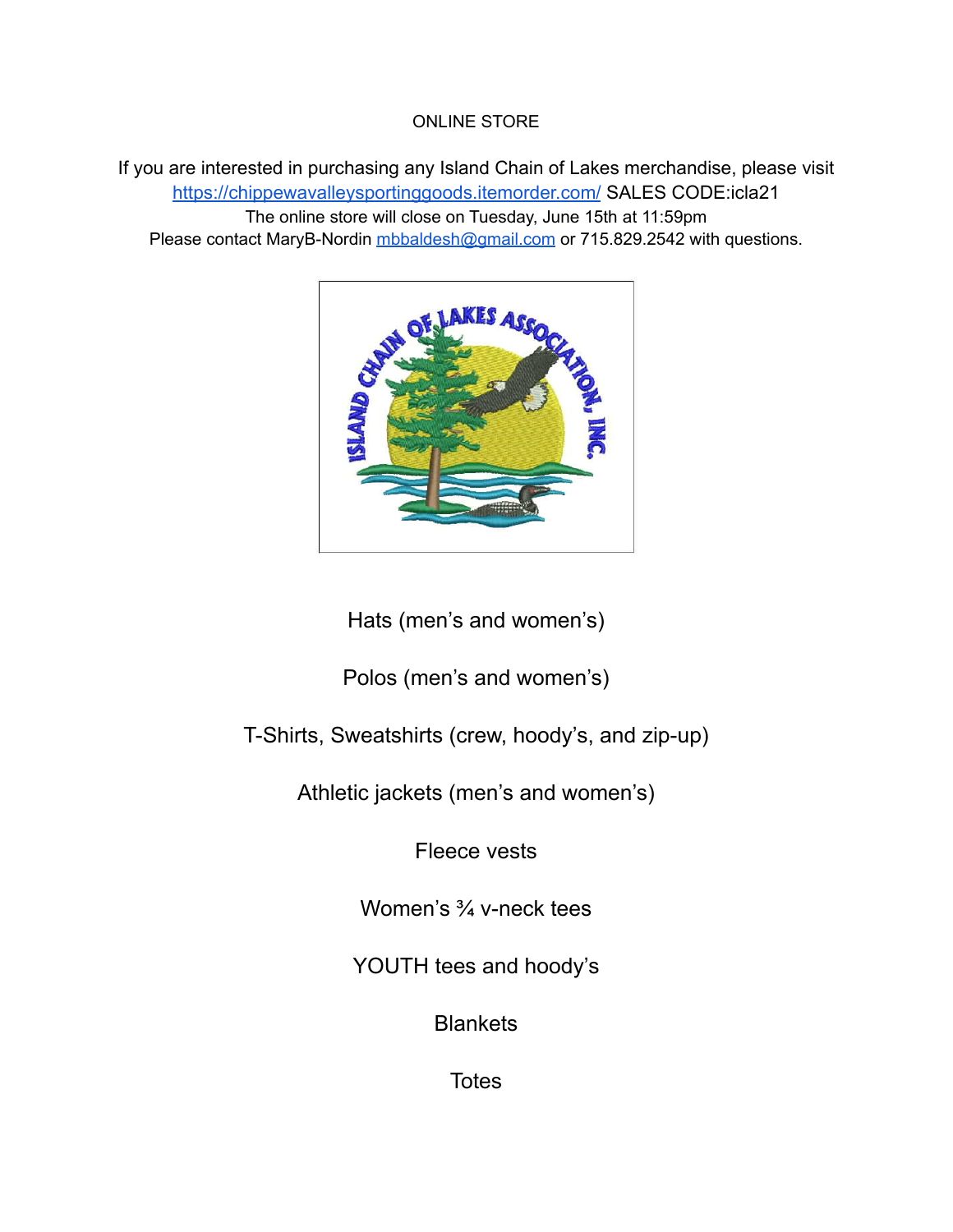ONLINE STORE

If you are interested in purchasing any Island Chain of Lakes merchandise, please visit [https://chippewavalleysportinggoods.itemorder.com/](https://chippewavalleysportinggoods.itemorder.com/) SALES CODE:icla21

The online store will close on Tuesday, June 15th at 11:59pm

Please contact MaryB-Nordin [mbbaldesh@gmail.com](mailto:mbbaldesh@gmail.com) or 715.829.2542 with questions.

Hats (men's and women's)

Polos (men's and women's)

T-Shirts, Sweatshirts (crew, hoody's, and zip-up)

Athletic jackets (men's and women's)

Fleece vests

Women's ¾ v-neck tees

YOUTH tees and hoody's

Blankets

Totes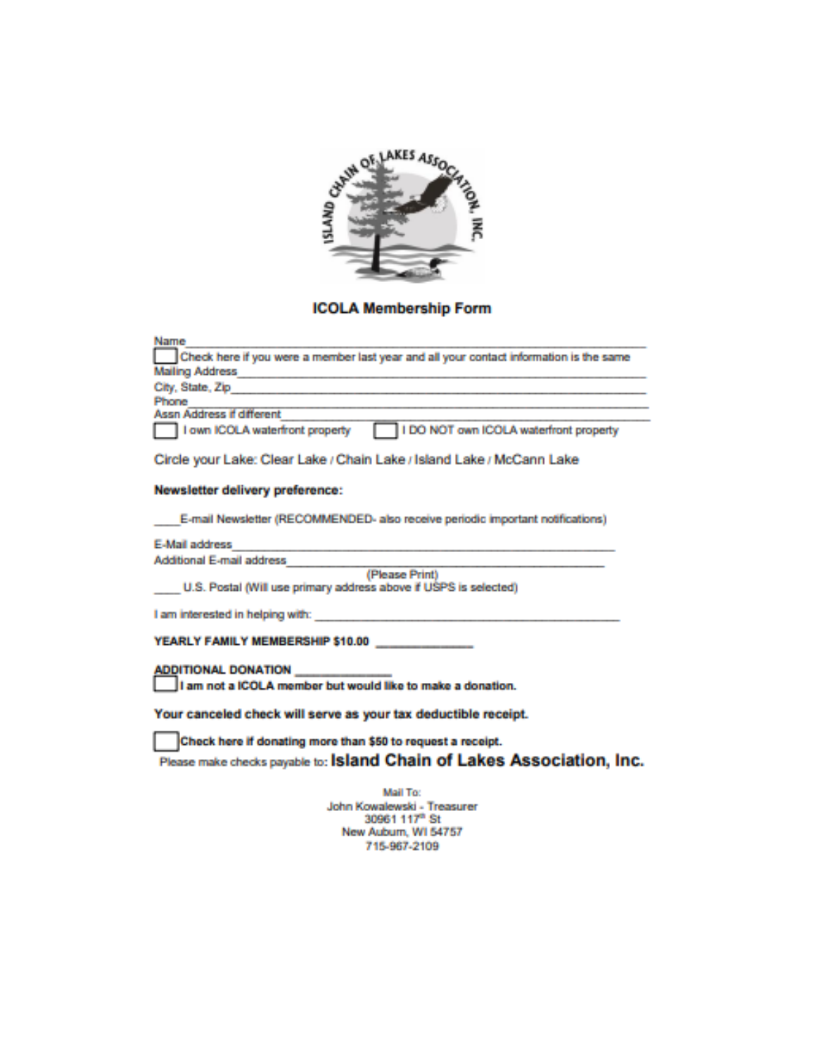# ICOLA Membership Form

Name\_\_\_\_\_\_\_\_\_\_\_\_\_\_\_\_\_\_\_\_\_\_\_\_\_\_\_\_\_\_\_\_\_\_\_\_\_\_\_\_\_\_\_\_\_\_\_\_\_\_\_\_\_\_\_\_\_\_

☐ Check here if you were a member last year and all your contact information is the same

Mailing Address\_\_\_\_\_\_\_\_\_\_\_\_\_\_\_\_\_\_\_\_\_\_\_\_\_\_\_\_\_\_\_\_\_\_\_\_\_\_\_\_\_\_\_\_\_\_\_\_\_\_

City, State, Zip\_\_\_\_\_\_\_\_\_\_\_\_\_\_\_\_\_\_\_\_\_\_\_\_\_\_\_\_\_\_\_\_\_\_\_\_\_\_\_\_\_\_\_\_\_\_\_\_\_\_

Phone\_\_\_\_\_\_\_\_\_\_\_\_\_\_\_\_\_\_\_\_\_\_\_\_\_\_\_\_\_\_\_\_\_\_\_\_\_\_\_\_\_\_\_\_\_\_\_\_\_\_\_\_\_\_\_\_\_\_

Assn Address if different\_\_\_\_\_\_\_\_\_\_\_\_\_\_\_\_\_\_\_\_\_\_\_\_\_\_\_\_\_\_\_\_\_\_\_\_\_\_\_\_\_\_\_\_

☐ I own ICOLA waterfront property ☐ I DO NOT own ICOLA waterfront property

Circle your Lake: Clear Lake / Chain Lake / Island Lake / McCann Lake

**Newsletter delivery preference:**

\_\_\_\_E-mail Newsletter (RECOMMENDED- also receive periodic important notifications)

E-Mail address\_\_\_\_\_\_\_\_\_\_\_\_\_\_\_\_\_\_\_\_\_\_\_\_\_\_\_\_\_\_\_\_\_\_\_\_\_\_\_\_\_\_\_\_\_\_\_\_\_\_

Additional E-mail address\_\_\_\_\_\_\_\_\_\_\_\_\_\_\_\_\_\_\_\_\_\_\_\_\_\_\_\_\_\_\_\_\_\_\_\_\_\_\_\_\_\_\_

(Please Print)

\_\_\_\_ U.S. Postal (Will use primary address above if USPS is selected)

I am interested in helping with: \_\_\_\_\_\_\_\_\_\_\_\_\_\_\_\_\_\_\_\_\_\_\_\_\_\_\_\_\_\_\_\_\_\_\_\_\_\_\_\_\_\_\_

**YEARLY FAMILY MEMBERSHIP $10.00** \_\_\_\_\_\_\_\_\_\_\_\_\_\_

**ADDITIONAL DONATION** \_\_\_\_\_\_\_\_\_\_\_\_\_\_

☐ **I am not a ICOLA member but would like to make a donation.**

**Your canceled check will serve as your tax deductible receipt.**

☐ **Check here if donating more than $50 to request a receipt.**

Please make checks payable to: **Island Chain of Lakes Association, Inc.**

Mail To:
John Kowalewski - Treasurer
30961 117th St
New Auburn, WI 54757
715-967-2109